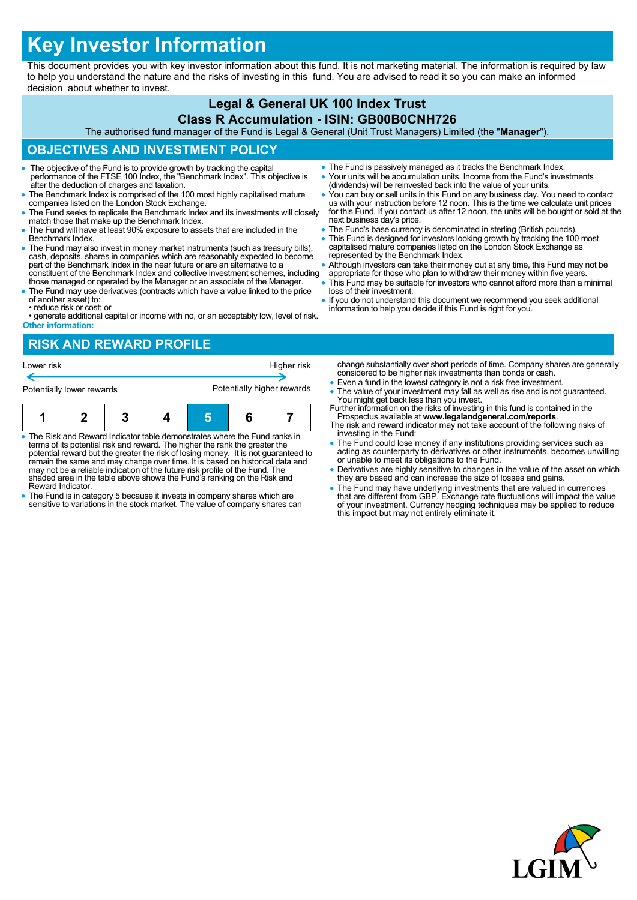# Key Investor Information

This document provides you with key investor information about this fund. It is not marketing material. The information is required by law to help you understand the nature and the risks of investing in this fund. You are advised to read it so you can make an informed decision about whether to invest.

## Legal & General UK 100 Index Trust

## Class R Accumulation - ISIN: GB00B0CNH726

The authorised fund manager of the Fund is Legal & General (Unit Trust Managers) Limited (the "**Manager**").

## OBJECTIVES AND INVESTMENT POLICY

- The objective of the Fund is to provide growth by tracking the capital performance of the FTSE 100 Index, the "Benchmark Index". This objective is after the deduction of charges and taxation.
- The Benchmark Index is comprised of the 100 most highly capitalised mature companies listed on the London Stock Exchange.
- The Fund seeks to replicate the Benchmark Index and its investments will closely match those that make up the Benchmark Index.
- The Fund will have at least 90% exposure to assets that are included in the Benchmark Index.
- The Fund may also invest in money market instruments (such as treasury bills), cash, deposits, shares in companies which are reasonably expected to become part of the Benchmark Index in the near future or are an alternative to a constituent of the Benchmark Index and collective investment schemes, including those managed or operated by the Manager or an associate of the Manager.
- The Fund may use derivatives (contracts which have a value linked to the price of another asset) to:
  - • reduce risk or cost; or
  - • generate additional capital or income with no, or an acceptably low, level of risk.

**Other information:**

- The Fund is passively managed as it tracks the Benchmark Index.
- Your units will be accumulation units. Income from the Fund's investments (dividends) will be reinvested back into the value of your units.
- You can buy or sell units in this Fund on any business day. You need to contact us with your instruction before 12 noon. This is the time we calculate unit prices for this Fund. If you contact us after 12 noon, the units will be bought or sold at the next business day's price.
- The Fund's base currency is denominated in sterling (British pounds).
- This Fund is designed for investors looking for growth by tracking the 100 most capitalised mature companies listed on the London Stock Exchange as represented by the Benchmark Index.
- Although investors can take their money out at any time, this Fund may not be appropriate for those who plan to withdraw their money within five years.
- This Fund may be suitable for investors who cannot afford more than a minimal loss of their investment.
- If you do not understand this document we recommend you seek additional information to help you decide if this Fund is right for you.

## RISK AND REWARD PROFILE

| Lower risk | | | | | | Higher risk |
|---|---|---|---|---|---|---|
| Potentially lower rewards | | | | | | Potentially higher rewards |
| 1 | 2 | 3 | 4 | **5** | 6 | 7 |

- The Risk and Reward Indicator table demonstrates where the Fund ranks in terms of its potential risk and reward. The higher the rank the greater the potential reward but the greater the risk of losing money. It is not guaranteed to remain the same and may change over time. It is based on historical data and may not be a reliable indication of the future risk profile of the Fund. The shaded area in the table above shows the Fund's ranking on the Risk and Reward Indicator.
- The Fund is in category 5 because it invests in company shares which are sensitive to variations in the stock market. The value of company shares can change substantially over short periods of time. Company shares are generally considered to be higher risk investments than bonds or cash.
- Even a fund in the lowest category is not a risk free investment.
- The value of your investment may fall as well as rise and is not guaranteed. You might get back less than you invest.

Further information on the risks of investing in this fund is contained in the Prospectus available at **www.legalandgeneral.com/reports**.

The risk and reward indicator may not take account of the following risks of investing in the Fund:

- The Fund could lose money if any institutions providing services such as acting as counterparty to derivatives or other instruments, becomes unwilling or unable to meet its obligations to the Fund.
- Derivatives are highly sensitive to changes in the value of the asset on which they are based and can increase the size of losses and gains.
- The Fund may have underlying investments that are valued in currencies that are different from GBP. Exchange rate fluctuations will impact the value of your investment. Currency hedging techniques may be applied to reduce this impact but may not entirely eliminate it.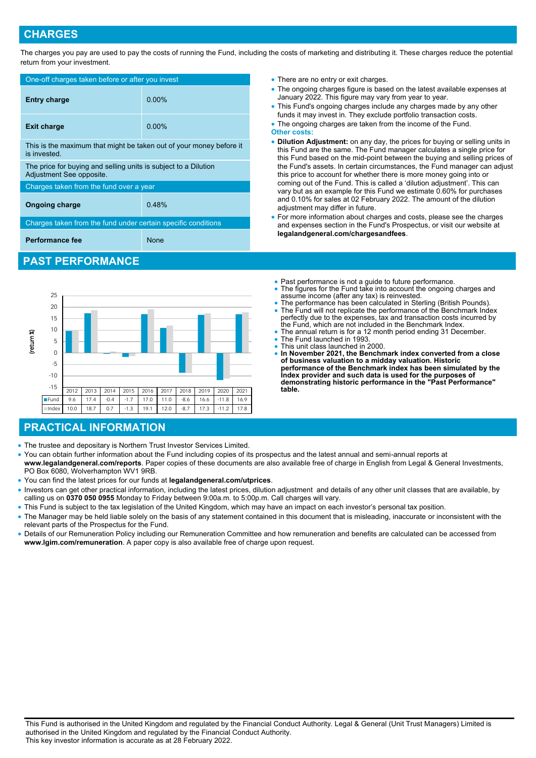## CHARGES

The charges you pay are used to pay the costs of running the Fund, including the costs of marketing and distributing it. These charges reduce the potential return from your investment.

| | |
|---|---|
| **One-off charges taken before or after you invest** | |
| **Entry charge** | 0.00% |
| **Exit charge** | 0.00% |
| This is the maximum that might be taken out of your money before it is invested. | |
| The price for buying and selling units is subject to a Dilution Adjustment See opposite. | |
| **Charges taken from the fund over a year** | |
| **Ongoing charge** | 0.48% |
| **Charges taken from the fund under certain specific conditions** | |
| **Performance fee** | None |

- There are no entry or exit charges.
- The ongoing charges figure is based on the latest available expenses at January 2022. This figure may vary from year to year.
- This Fund's ongoing charges include any charges made by any other funds it may invest in. They exclude portfolio transaction costs.
- The ongoing charges are taken from the income of the Fund.

**Other costs:**

- **Dilution Adjustment:** on any day, the prices for buying or selling units in this Fund are the same. The Fund manager calculates a single price for this Fund based on the mid-point between the buying and selling prices of the Fund's assets. In certain circumstances, the Fund manager can adjust this price to account for whether there is more money going into or coming out of the Fund. This is called a 'dilution adjustment'. This can vary but as an example for this Fund we estimate 0.60% for purchases and 0.10% for sales at 02 February 2022. The amount of the dilution adjustment may differ in future.
- For more information about charges and costs, please see the charges and expenses section in the Fund's Prospectus, or visit our website at **legalandgeneral.com/chargesandfees**.

## PAST PERFORMANCE

(return %)

25
20
15
10
5
0
-5
-10
-15

| | 2012 | 2013 | 2014 | 2015 | 2016 | 2017 | 2018 | 2019 | 2020 | 2021 |
|---|---|---|---|---|---|---|---|---|---|---|
| Fund | 9.6 | 17.4 | -0.4 | -1.7 | 17.0 | 11.0 | -8.6 | 16.6 | -11.8 | 16.9 |
| Index | 10.0 | 18.7 | 0.7 | -1.3 | 19.1 | 12.0 | -8.7 | 17.3 | -11.2 | 17.8 |

- Past performance is not a guide to future performance.
- The figures for the Fund take into account the ongoing charges and assume income (after any tax) is reinvested.
- The performance has been calculated in Sterling (British Pounds).
- The Fund will not replicate the performance of the Benchmark Index perfectly due to the expenses, tax and transaction costs incurred by the Fund, which are not included in the Benchmark Index.
- The annual return is for a 12 month period ending 31 December.
- The Fund launched in 1993.
- This unit class launched in 2000.
- **In November 2021, the Benchmark index converted from a close of business valuation to a midday valuation. Historic performance of the Benchmark index has been simulated by the Index provider and such data is used for the purposes of demonstrating historic performance in the "Past Performance" table.**

## PRACTICAL INFORMATION

- The trustee and depositary is Northern Trust Investor Services Limited.
- You can obtain further information about the Fund including copies of its prospectus and the latest annual and semi-annual reports at **www.legalandgeneral.com/reports**. Paper copies of these documents are also available free of charge in English from Legal & General Investments, PO Box 6080, Wolverhampton WV1 9RB.
- You can find the latest prices for our funds at **legalandgeneral.com/utprices**.
- Investors can get other practical information, including the latest prices, dilution adjustment and details of any other unit classes that are available, by calling us on **0370 050 0955** Monday to Friday between 9:00a.m. to 5:00p.m. Call charges will vary.
- This Fund is subject to the tax legislation of the United Kingdom, which may have an impact on each investor's personal tax position.
- The Manager may be held liable solely on the basis of any statement contained in this document that is misleading, inaccurate or inconsistent with the relevant parts of the Prospectus for the Fund.
- Details of our Remuneration Policy including our Remuneration Committee and how remuneration and benefits are calculated can be accessed from **www.lgim.com/remuneration**. A paper copy is also available free of charge upon request.

This Fund is authorised in the United Kingdom and regulated by the Financial Conduct Authority. Legal & General (Unit Trust Managers) Limited is authorised in the United Kingdom and regulated by the Financial Conduct Authority.
This key investor information is accurate as at 28 February 2022.